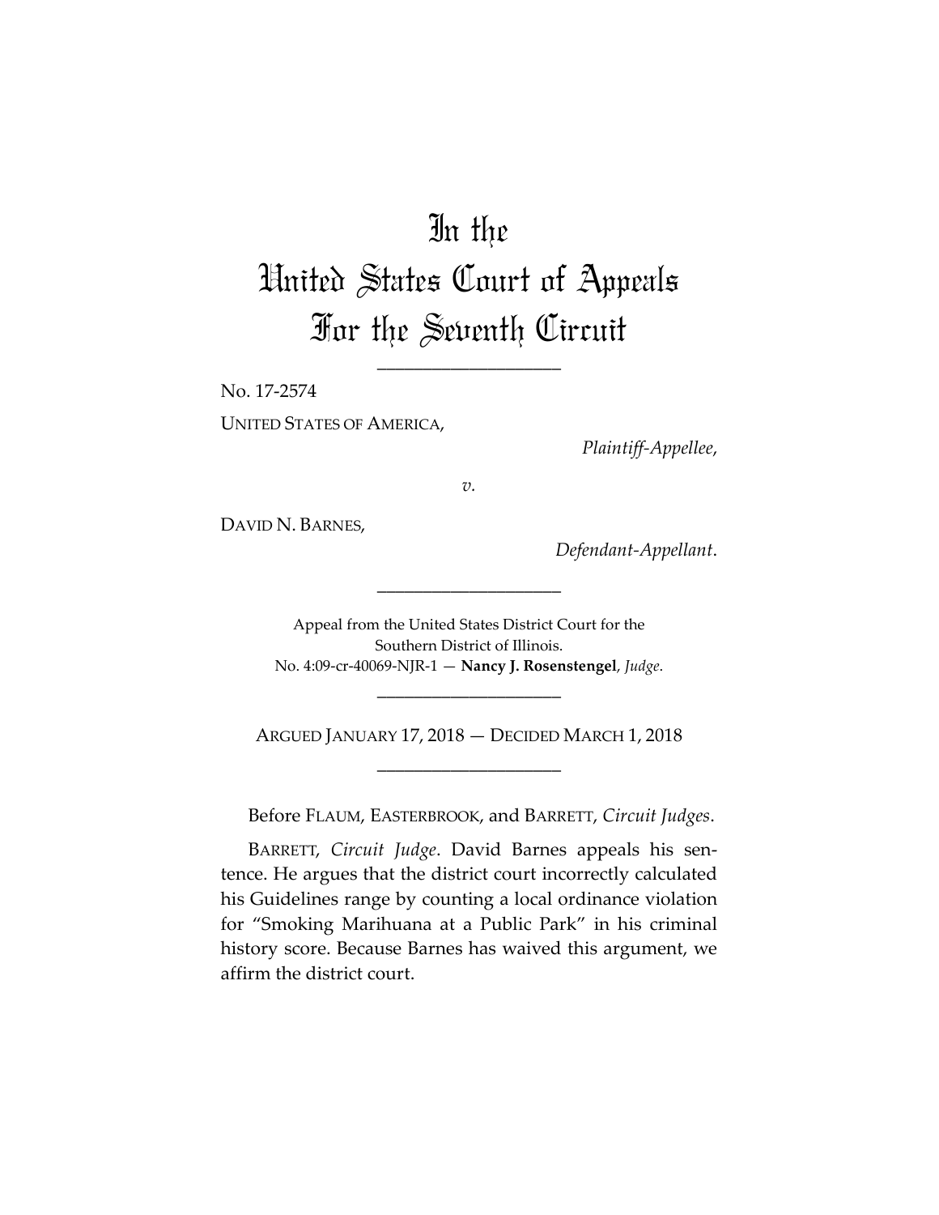# In the
# United States Court of Appeals
# For the Seventh Circuit

---

No. 17-2574

UNITED STATES OF AMERICA,

*Plaintiff-Appellee*,

*v.*

DAVID N. BARNES,

*Defendant-Appellant*.

---

Appeal from the United States District Court for the
Southern District of Illinois.
No. 4:09-cr-40069-NJR-1 — **Nancy J. Rosenstengel**, *Judge*.

---

ARGUED JANUARY 17, 2018 — DECIDED MARCH 1, 2018

---

Before FLAUM, EASTERBROOK, and BARRETT, *Circuit Judges*.

BARRETT, *Circuit Judge*. David Barnes appeals his sentence. He argues that the district court incorrectly calculated his Guidelines range by counting a local ordinance violation for "Smoking Marihuana at a Public Park" in his criminal history score. Because Barnes has waived this argument, we affirm the district court.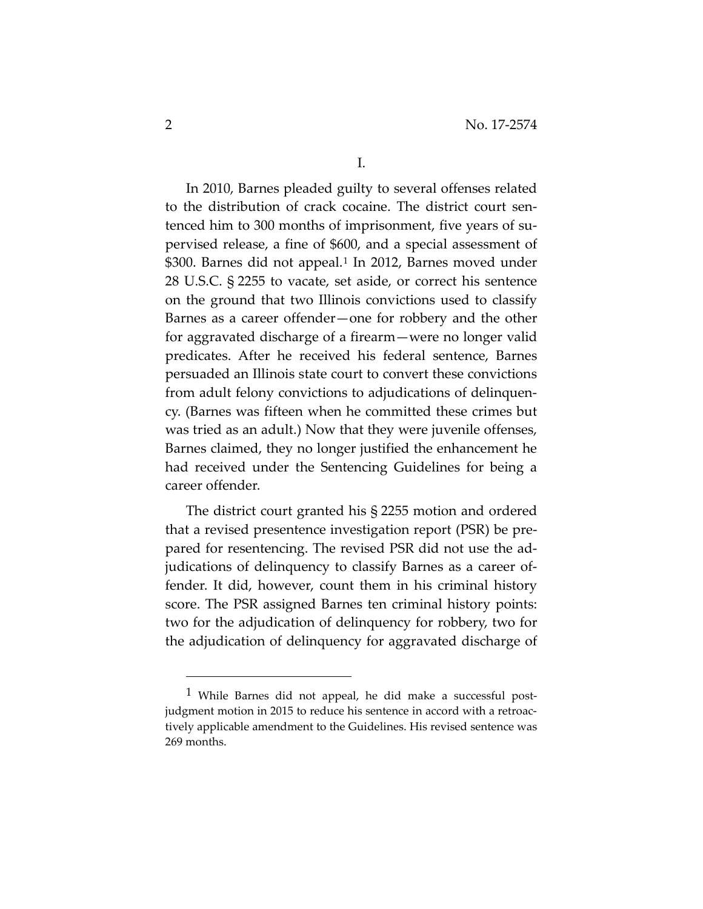I.

In 2010, Barnes pleaded guilty to several offenses related to the distribution of crack cocaine. The district court sentenced him to 300 months of imprisonment, five years of supervised release, a fine of $600, and a special assessment of $300. Barnes did not appeal.[1] In 2012, Barnes moved under 28 U.S.C. § 2255 to vacate, set aside, or correct his sentence on the ground that two Illinois convictions used to classify Barnes as a career offender—one for robbery and the other for aggravated discharge of a firearm—were no longer valid predicates. After he received his federal sentence, Barnes persuaded an Illinois state court to convert these convictions from adult felony convictions to adjudications of delinquency. (Barnes was fifteen when he committed these crimes but was tried as an adult.) Now that they were juvenile offenses, Barnes claimed, they no longer justified the enhancement he had received under the Sentencing Guidelines for being a career offender.

The district court granted his § 2255 motion and ordered that a revised presentence investigation report (PSR) be prepared for resentencing. The revised PSR did not use the adjudications of delinquency to classify Barnes as a career offender. It did, however, count them in his criminal history score. The PSR assigned Barnes ten criminal history points: two for the adjudication of delinquency for robbery, two for the adjudication of delinquency for aggravated discharge of

---

[1] While Barnes did not appeal, he did make a successful post-judgment motion in 2015 to reduce his sentence in accord with a retroactively applicable amendment to the Guidelines. His revised sentence was 269 months.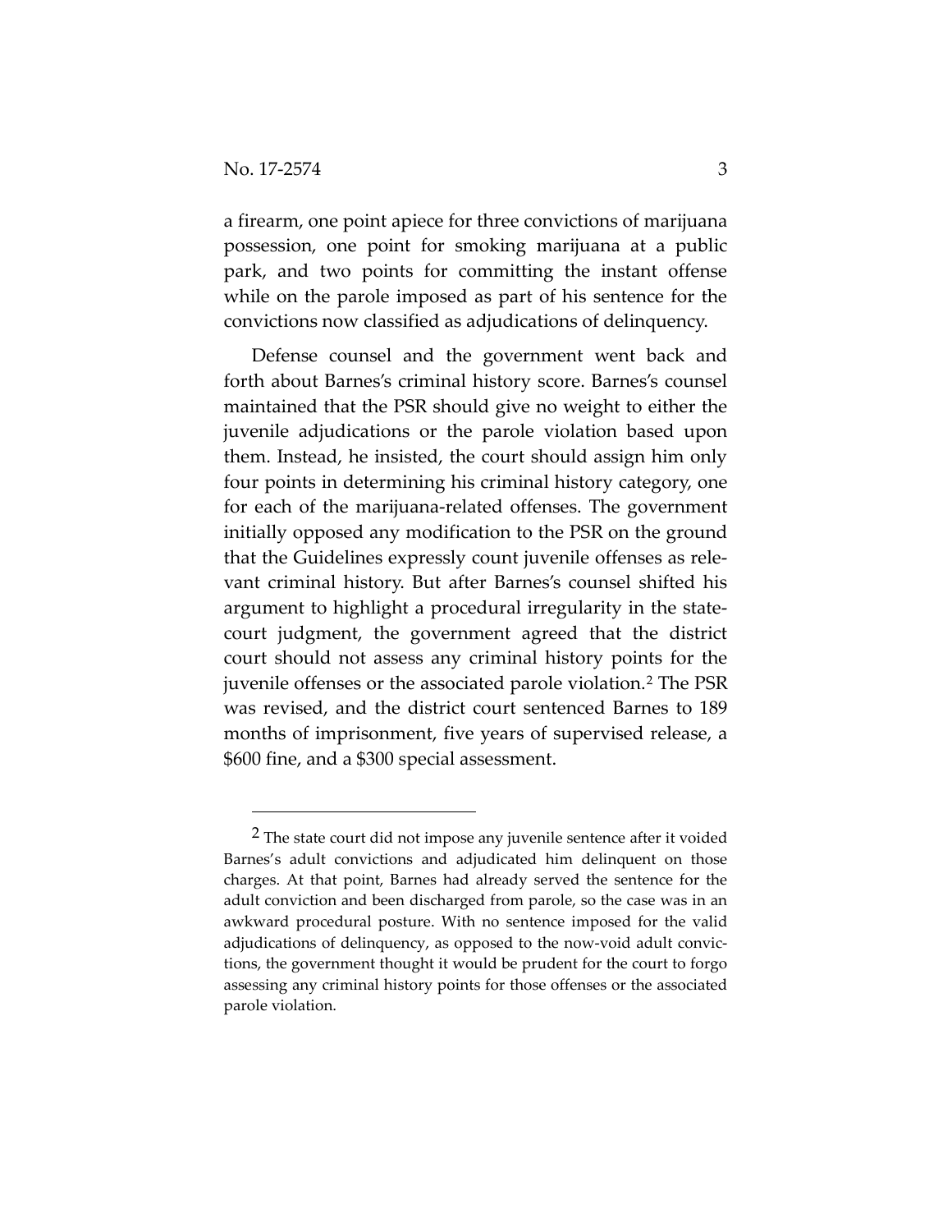a firearm, one point apiece for three convictions of marijuana possession, one point for smoking marijuana at a public park, and two points for committing the instant offense while on the parole imposed as part of his sentence for the convictions now classified as adjudications of delinquency.

Defense counsel and the government went back and forth about Barnes's criminal history score. Barnes's counsel maintained that the PSR should give no weight to either the juvenile adjudications or the parole violation based upon them. Instead, he insisted, the court should assign him only four points in determining his criminal history category, one for each of the marijuana-related offenses. The government initially opposed any modification to the PSR on the ground that the Guidelines expressly count juvenile offenses as relevant criminal history. But after Barnes's counsel shifted his argument to highlight a procedural irregularity in the state-court judgment, the government agreed that the district court should not assess any criminal history points for the juvenile offenses or the associated parole violation.[2] The PSR was revised, and the district court sentenced Barnes to 189 months of imprisonment, five years of supervised release, a $600 fine, and a $300 special assessment.

---

[2] The state court did not impose any juvenile sentence after it voided Barnes's adult convictions and adjudicated him delinquent on those charges. At that point, Barnes had already served the sentence for the adult conviction and been discharged from parole, so the case was in an awkward procedural posture. With no sentence imposed for the valid adjudications of delinquency, as opposed to the now-void adult convictions, the government thought it would be prudent for the court to forgo assessing any criminal history points for those offenses or the associated parole violation.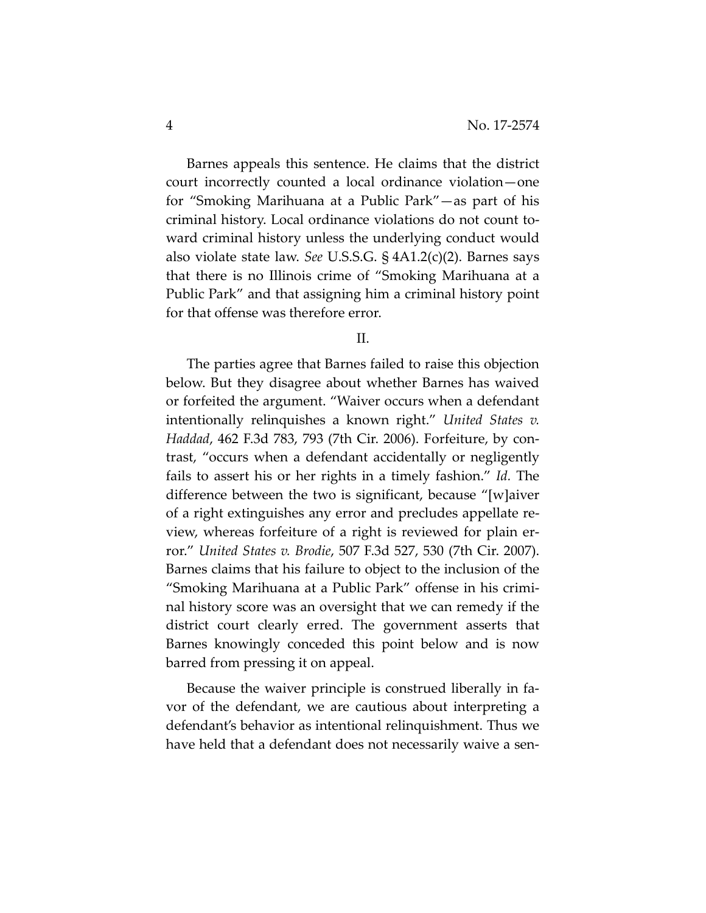Barnes appeals this sentence. He claims that the district court incorrectly counted a local ordinance violation—one for "Smoking Marihuana at a Public Park"—as part of his criminal history. Local ordinance violations do not count toward criminal history unless the underlying conduct would also violate state law. *See* U.S.S.G. § 4A1.2(c)(2). Barnes says that there is no Illinois crime of "Smoking Marihuana at a Public Park" and that assigning him a criminal history point for that offense was therefore error.

## II.

The parties agree that Barnes failed to raise this objection below. But they disagree about whether Barnes has waived or forfeited the argument. "Waiver occurs when a defendant intentionally relinquishes a known right." *United States v. Haddad*, 462 F.3d 783, 793 (7th Cir. 2006). Forfeiture, by contrast, "occurs when a defendant accidentally or negligently fails to assert his or her rights in a timely fashion." *Id.* The difference between the two is significant, because "[w]aiver of a right extinguishes any error and precludes appellate review, whereas forfeiture of a right is reviewed for plain error." *United States v. Brodie*, 507 F.3d 527, 530 (7th Cir. 2007). Barnes claims that his failure to object to the inclusion of the "Smoking Marihuana at a Public Park" offense in his criminal history score was an oversight that we can remedy if the district court clearly erred. The government asserts that Barnes knowingly conceded this point below and is now barred from pressing it on appeal.

Because the waiver principle is construed liberally in favor of the defendant, we are cautious about interpreting a defendant's behavior as intentional relinquishment. Thus we have held that a defendant does not necessarily waive a sen-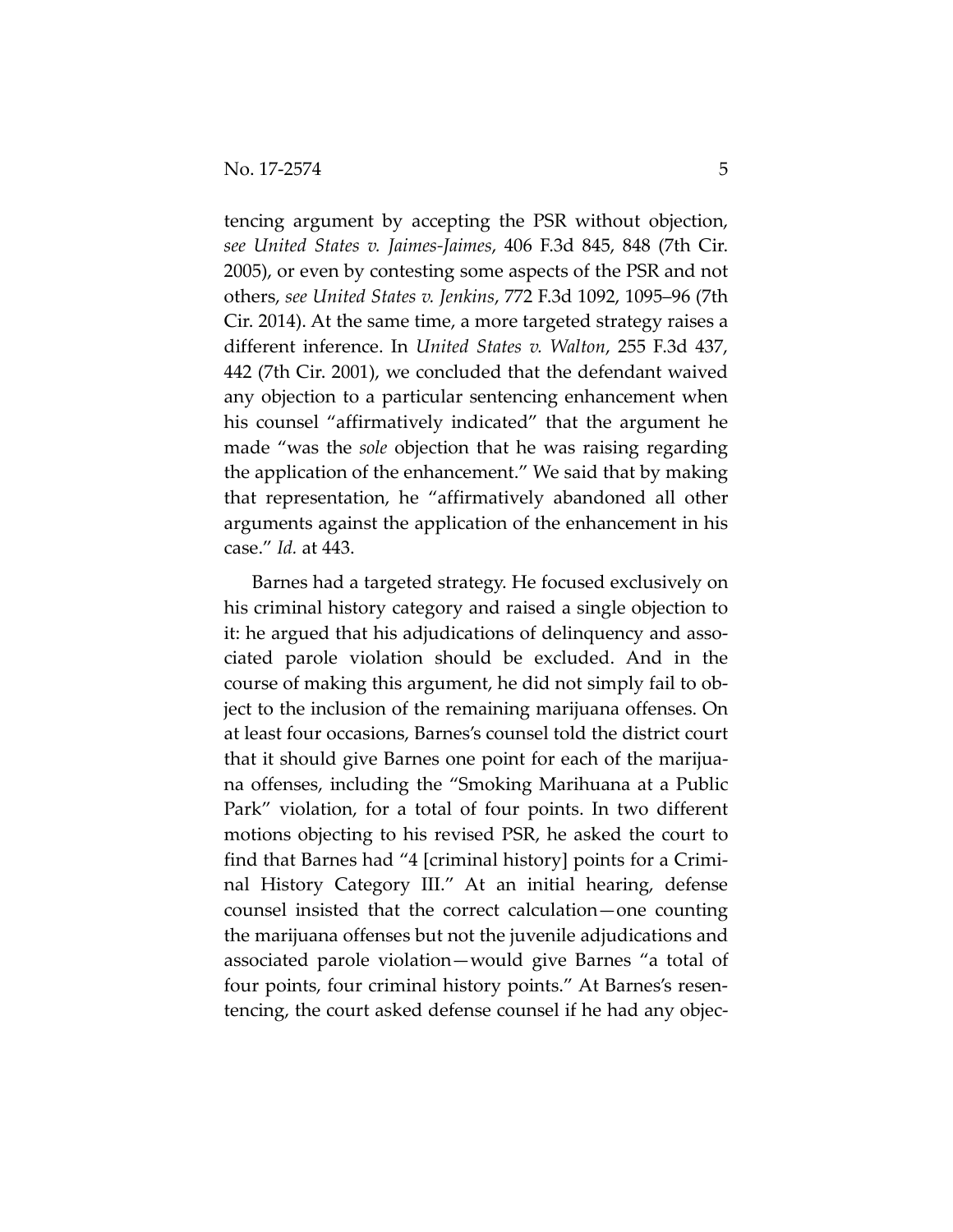tencing argument by accepting the PSR without objection, *see United States v. Jaimes-Jaimes*, 406 F.3d 845, 848 (7th Cir. 2005), or even by contesting some aspects of the PSR and not others, *see United States v. Jenkins*, 772 F.3d 1092, 1095–96 (7th Cir. 2014). At the same time, a more targeted strategy raises a different inference. In *United States v. Walton*, 255 F.3d 437, 442 (7th Cir. 2001), we concluded that the defendant waived any objection to a particular sentencing enhancement when his counsel "affirmatively indicated" that the argument he made "was the *sole* objection that he was raising regarding the application of the enhancement." We said that by making that representation, he "affirmatively abandoned all other arguments against the application of the enhancement in his case." *Id.* at 443.

Barnes had a targeted strategy. He focused exclusively on his criminal history category and raised a single objection to it: he argued that his adjudications of delinquency and associated parole violation should be excluded. And in the course of making this argument, he did not simply fail to object to the inclusion of the remaining marijuana offenses. On at least four occasions, Barnes's counsel told the district court that it should give Barnes one point for each of the marijuana offenses, including the "Smoking Marihuana at a Public Park" violation, for a total of four points. In two different motions objecting to his revised PSR, he asked the court to find that Barnes had "4 [criminal history] points for a Criminal History Category III." At an initial hearing, defense counsel insisted that the correct calculation—one counting the marijuana offenses but not the juvenile adjudications and associated parole violation—would give Barnes "a total of four points, four criminal history points." At Barnes's resentencing, the court asked defense counsel if he had any objec-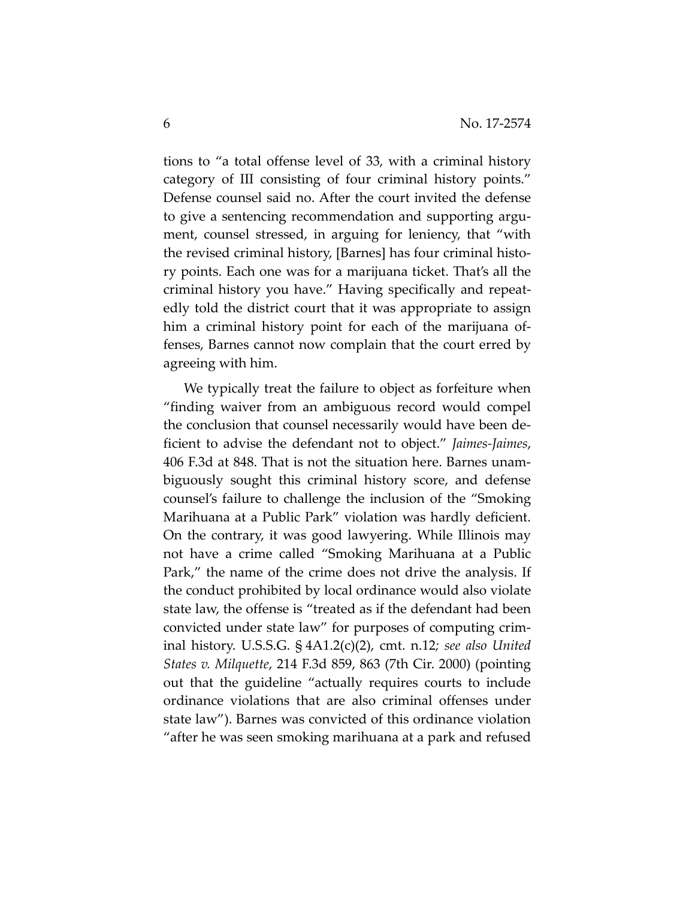tions to "a total offense level of 33, with a criminal history category of III consisting of four criminal history points." Defense counsel said no. After the court invited the defense to give a sentencing recommendation and supporting argument, counsel stressed, in arguing for leniency, that "with the revised criminal history, [Barnes] has four criminal history points. Each one was for a marijuana ticket. That's all the criminal history you have." Having specifically and repeatedly told the district court that it was appropriate to assign him a criminal history point for each of the marijuana offenses, Barnes cannot now complain that the court erred by agreeing with him.

We typically treat the failure to object as forfeiture when "finding waiver from an ambiguous record would compel the conclusion that counsel necessarily would have been deficient to advise the defendant not to object." *Jaimes-Jaimes*, 406 F.3d at 848. That is not the situation here. Barnes unambiguously sought this criminal history score, and defense counsel's failure to challenge the inclusion of the "Smoking Marihuana at a Public Park" violation was hardly deficient. On the contrary, it was good lawyering. While Illinois may not have a crime called "Smoking Marihuana at a Public Park," the name of the crime does not drive the analysis. If the conduct prohibited by local ordinance would also violate state law, the offense is "treated as if the defendant had been convicted under state law" for purposes of computing criminal history. U.S.S.G. § 4A1.2(c)(2), cmt. n.12*; see also United States v. Milquette*, 214 F.3d 859, 863 (7th Cir. 2000) (pointing out that the guideline "actually requires courts to include ordinance violations that are also criminal offenses under state law"). Barnes was convicted of this ordinance violation "after he was seen smoking marihuana at a park and refused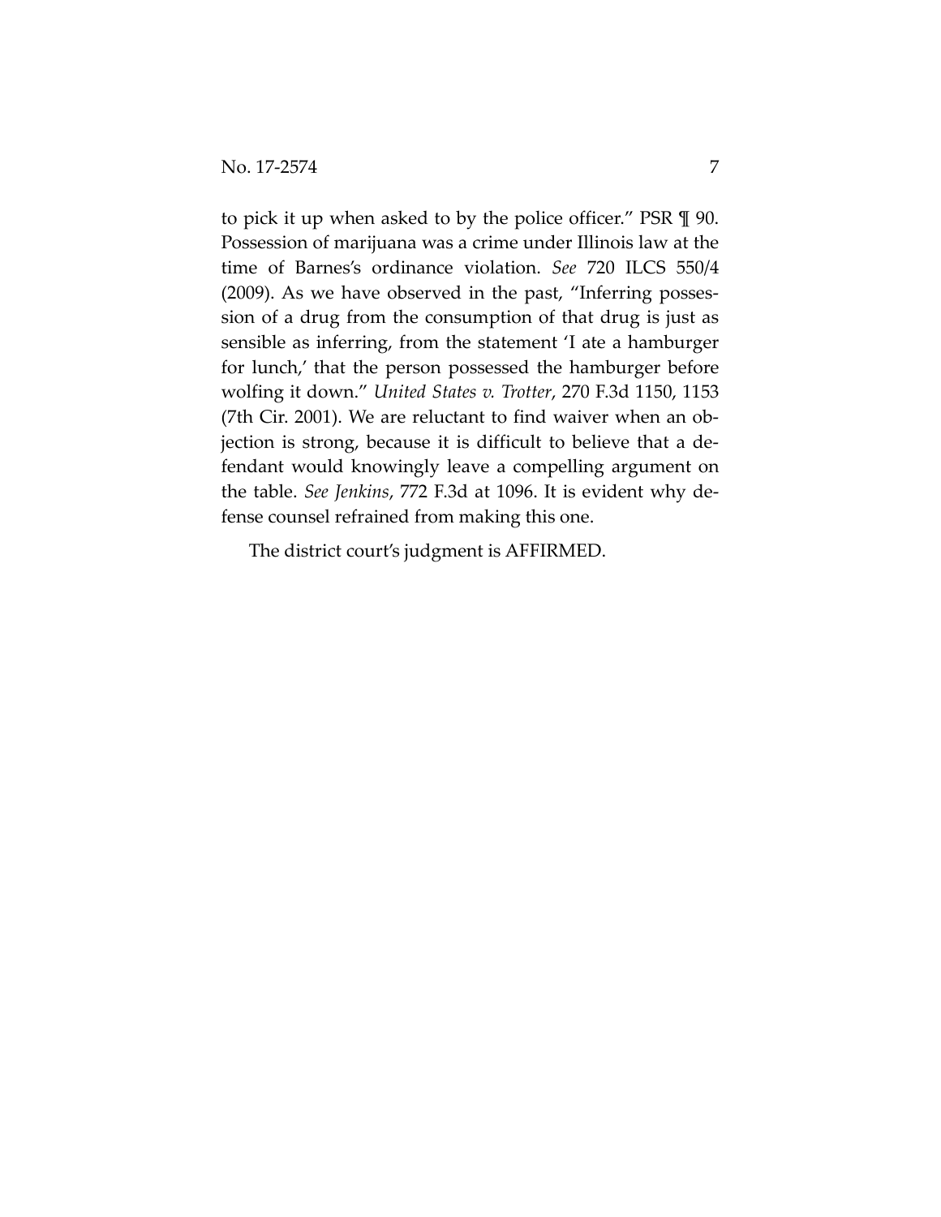to pick it up when asked to by the police officer." PSR ¶ 90. Possession of marijuana was a crime under Illinois law at the time of Barnes's ordinance violation. *See* 720 ILCS 550/4 (2009). As we have observed in the past, "Inferring possession of a drug from the consumption of that drug is just as sensible as inferring, from the statement 'I ate a hamburger for lunch,' that the person possessed the hamburger before wolfing it down." *United States v. Trotter*, 270 F.3d 1150, 1153 (7th Cir. 2001). We are reluctant to find waiver when an objection is strong, because it is difficult to believe that a defendant would knowingly leave a compelling argument on the table. *See Jenkins*, 772 F.3d at 1096. It is evident why defense counsel refrained from making this one.

The district court's judgment is AFFIRMED.